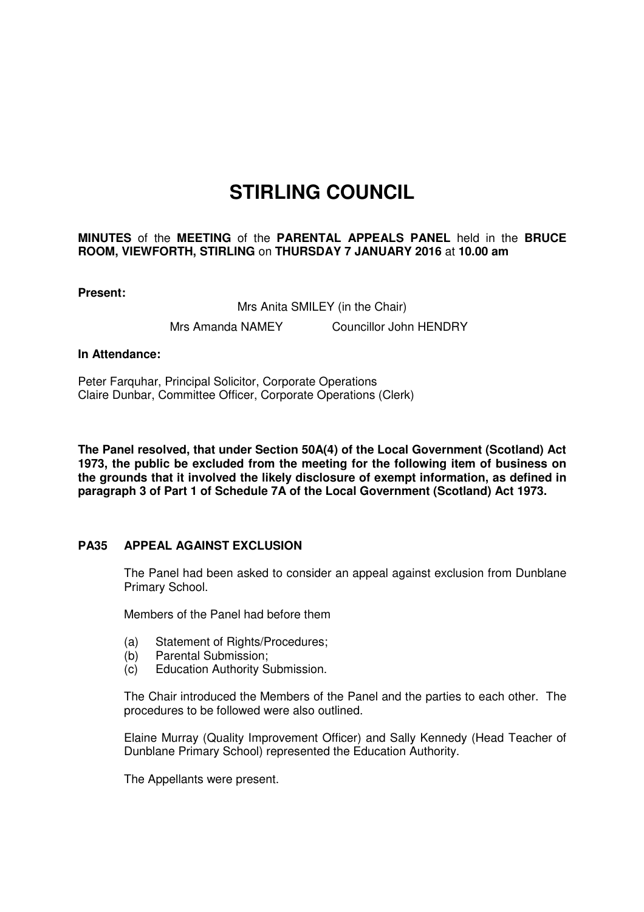# STIRLING COUNCIL

**MINUTES** of the **MEETING** of the **PARENTAL APPEALS PANEL** held in the **BRUCE ROOM, VIEWFORTH, STIRLING** on **THURSDAY 7 JANUARY 2016** at **10.00 am**

**Present:**

Mrs Anita SMILEY (in the Chair)

Mrs Amanda NAMEY Councillor John HENDRY

**In Attendance:**

Peter Farquhar, Principal Solicitor, Corporate Operations
Claire Dunbar, Committee Officer, Corporate Operations (Clerk)

**The Panel resolved, that under Section 50A(4) of the Local Government (Scotland) Act 1973, the public be excluded from the meeting for the following item of business on the grounds that it involved the likely disclosure of exempt information, as defined in paragraph 3 of Part 1 of Schedule 7A of the Local Government (Scotland) Act 1973.**

## PA35 APPEAL AGAINST EXCLUSION

The Panel had been asked to consider an appeal against exclusion from Dunblane Primary School.

Members of the Panel had before them

(a) Statement of Rights/Procedures;
(b) Parental Submission;
(c) Education Authority Submission.

The Chair introduced the Members of the Panel and the parties to each other. The procedures to be followed were also outlined.

Elaine Murray (Quality Improvement Officer) and Sally Kennedy (Head Teacher of Dunblane Primary School) represented the Education Authority.

The Appellants were present.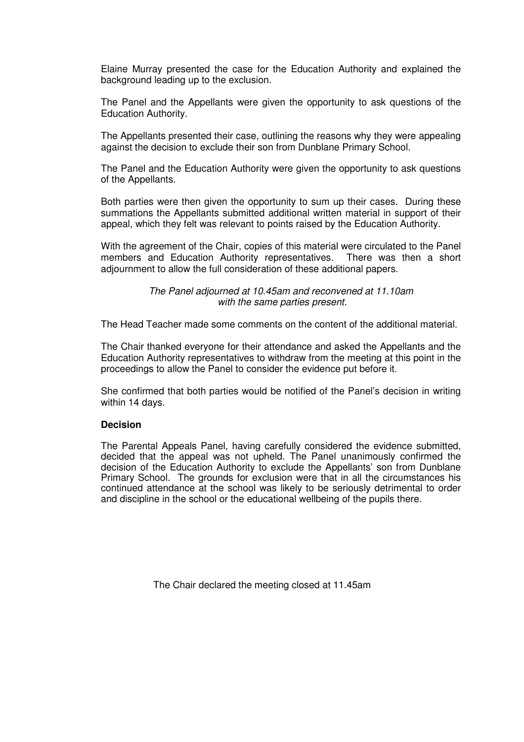Elaine Murray presented the case for the Education Authority and explained the background leading up to the exclusion.

The Panel and the Appellants were given the opportunity to ask questions of the Education Authority.

The Appellants presented their case, outlining the reasons why they were appealing against the decision to exclude their son from Dunblane Primary School.

The Panel and the Education Authority were given the opportunity to ask questions of the Appellants.

Both parties were then given the opportunity to sum up their cases. During these summations the Appellants submitted additional written material in support of their appeal, which they felt was relevant to points raised by the Education Authority.

With the agreement of the Chair, copies of this material were circulated to the Panel members and Education Authority representatives. There was then a short adjournment to allow the full consideration of these additional papers.

*The Panel adjourned at 10.45am and reconvened at 11.10am with the same parties present.*

The Head Teacher made some comments on the content of the additional material.

The Chair thanked everyone for their attendance and asked the Appellants and the Education Authority representatives to withdraw from the meeting at this point in the proceedings to allow the Panel to consider the evidence put before it.

She confirmed that both parties would be notified of the Panel's decision in writing within 14 days.

**Decision**

The Parental Appeals Panel, having carefully considered the evidence submitted, decided that the appeal was not upheld. The Panel unanimously confirmed the decision of the Education Authority to exclude the Appellants' son from Dunblane Primary School. The grounds for exclusion were that in all the circumstances his continued attendance at the school was likely to be seriously detrimental to order and discipline in the school or the educational wellbeing of the pupils there.

The Chair declared the meeting closed at 11.45am